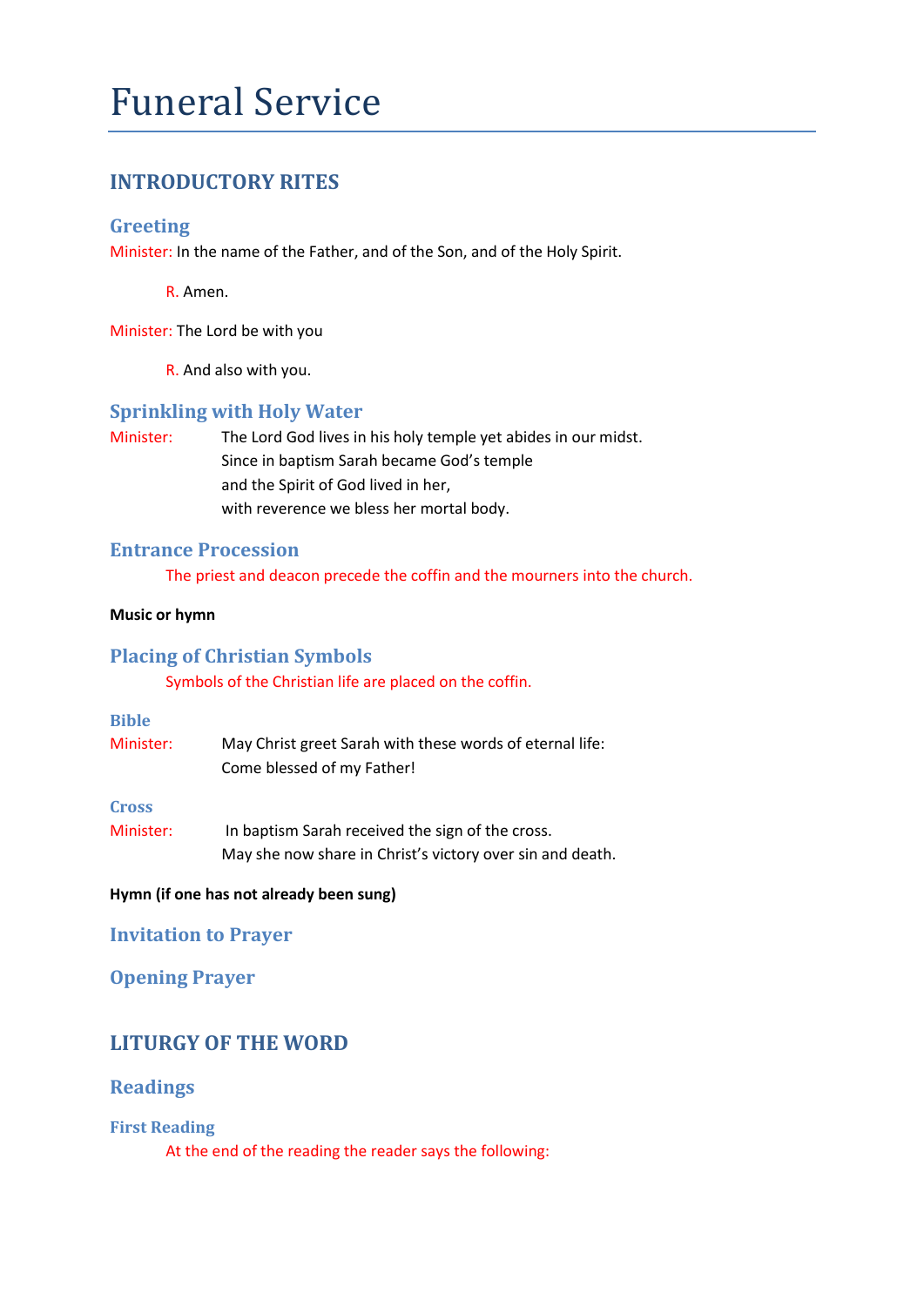# Funeral Service

## INTRODUCTORY RITES

### Greeting

Minister: In the name of the Father, and of the Son, and of the Holy Spirit.

> R. Amen.

Minister: The Lord be with you

> R. And also with you.

### Sprinkling with Holy Water

Minister: The Lord God lives in his holy temple yet abides in our midst.
Since in baptism Sarah became God's temple
and the Spirit of God lived in her,
with reverence we bless her mortal body.

### Entrance Procession

> The priest and deacon precede the coffin and the mourners into the church.

**Music or hymn**

### Placing of Christian Symbols

> Symbols of the Christian life are placed on the coffin.

#### Bible

Minister: May Christ greet Sarah with these words of eternal life:
Come blessed of my Father!

#### Cross

Minister: In baptism Sarah received the sign of the cross.
May she now share in Christ's victory over sin and death.

**Hymn (if one has not already been sung)**

### Invitation to Prayer

### Opening Prayer

## LITURGY OF THE WORD

### Readings

#### First Reading

> At the end of the reading the reader says the following: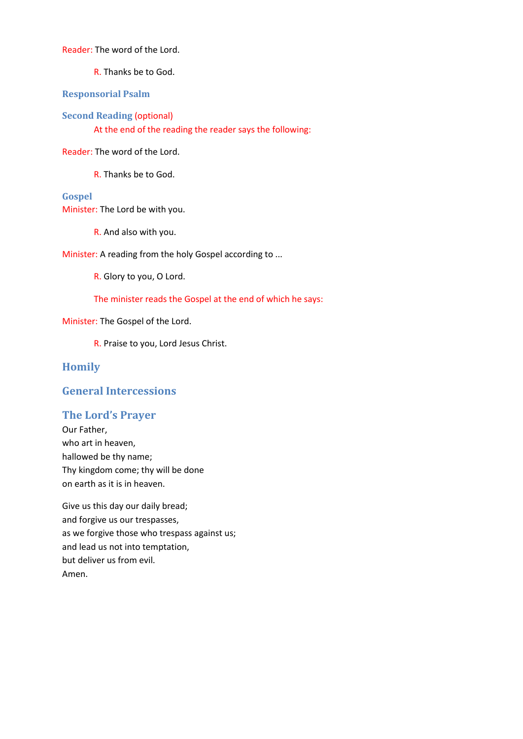Reader: The word of the Lord.

R. Thanks be to God.

### Responsorial Psalm

### Second Reading (optional)

At the end of the reading the reader says the following:

Reader: The word of the Lord.

R. Thanks be to God.

### Gospel

Minister: The Lord be with you.

R. And also with you.

Minister: A reading from the holy Gospel according to ...

R. Glory to you, O Lord.

The minister reads the Gospel at the end of which he says:

Minister: The Gospel of the Lord.

R. Praise to you, Lord Jesus Christ.

## Homily

## General Intercessions

## The Lord's Prayer

Our Father,
who art in heaven,
hallowed be thy name;
Thy kingdom come; thy will be done
on earth as it is in heaven.

Give us this day our daily bread;
and forgive us our trespasses,
as we forgive those who trespass against us;
and lead us not into temptation,
but deliver us from evil.
Amen.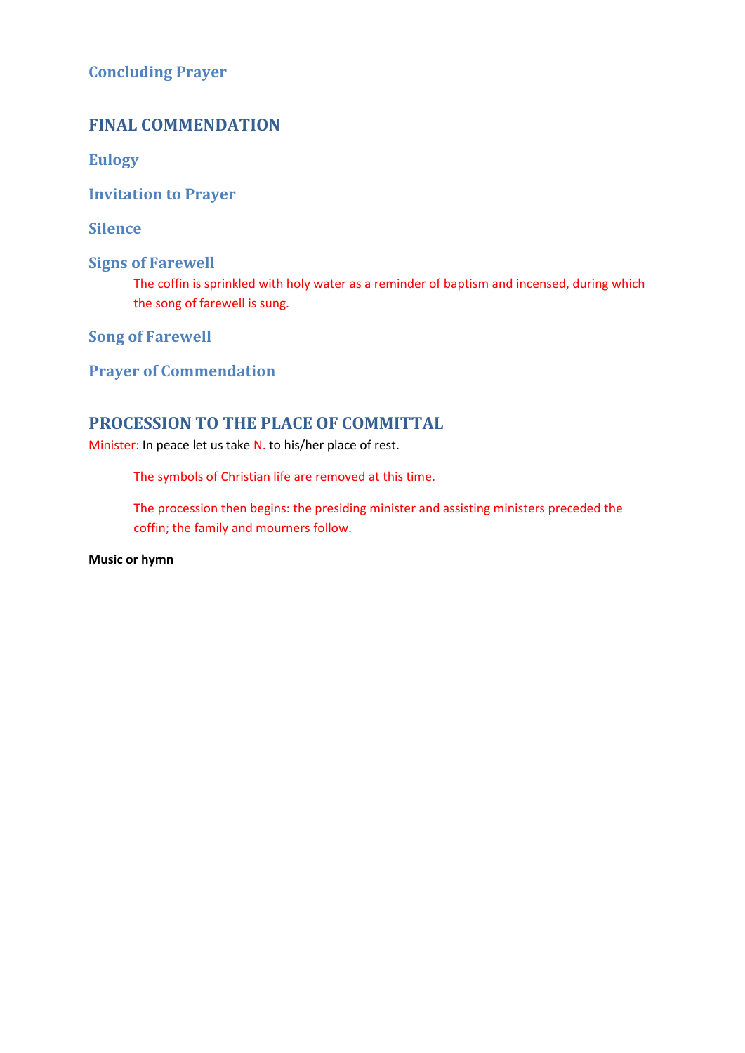### Concluding Prayer

## FINAL COMMENDATION

### Eulogy

### Invitation to Prayer

### Silence

### Signs of Farewell

*The coffin is sprinkled with holy water as a reminder of baptism and incensed, during which the song of farewell is sung.*

### Song of Farewell

### Prayer of Commendation

## PROCESSION TO THE PLACE OF COMMITTAL

*Minister:* In peace let us take *N.* to his/her place of rest.

*The symbols of Christian life are removed at this time.*

*The procession then begins: the presiding minister and assisting ministers preceded the coffin; the family and mourners follow.*

**Music or hymn**